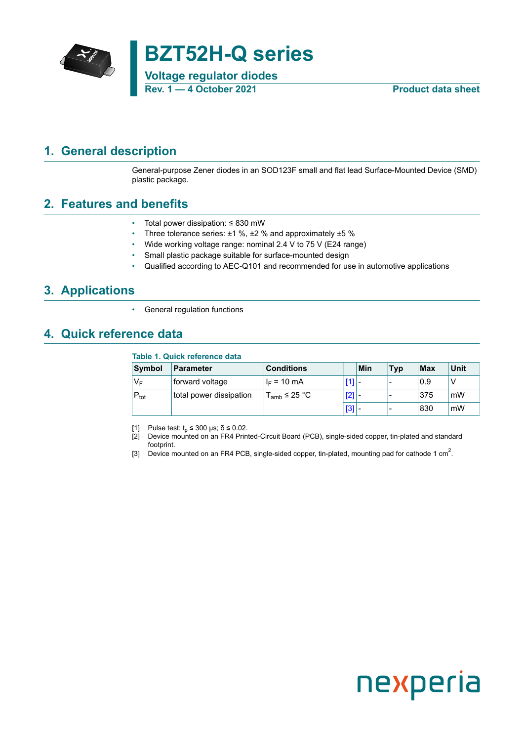# BZT52H-Q series

**Voltage regulator diodes**

**Rev. 1 — 4 October 2021** **Product data sheet**

## 1. General description

General-purpose Zener diodes in an SOD123F small and flat lead Surface-Mounted Device (SMD) plastic package.

## 2. Features and benefits

- Total power dissipation: ≤ 830 mW
- Three tolerance series: ±1 %, ±2 % and approximately ±5 %
- Wide working voltage range: nominal 2.4 V to 75 V (E24 range)
- Small plastic package suitable for surface-mounted design
- Qualified according to AEC-Q101 and recommended for use in automotive applications

## 3. Applications

- General regulation functions

## 4. Quick reference data

**Table 1. Quick reference data**

| Symbol | Parameter | Conditions | | Min | Typ | Max | Unit |
|---|---|---|---|---|---|---|---|
| $V_F$ | forward voltage | $I_F$ = 10 mA | [1] | - | - | 0.9 | V |
| $P_{tot}$ | total power dissipation | $T_{amb}$ ≤ 25 °C | [2] | - | - | 375 | mW |
| | | | [3] | - | - | 830 | mW |

[1] Pulse test: $t_p$ ≤ 300 μs; δ ≤ 0.02.

[2] Device mounted on an FR4 Printed-Circuit Board (PCB), single-sided copper, tin-plated and standard footprint.

[3] Device mounted on an FR4 PCB, single-sided copper, tin-plated, mounting pad for cathode 1 $cm^2$.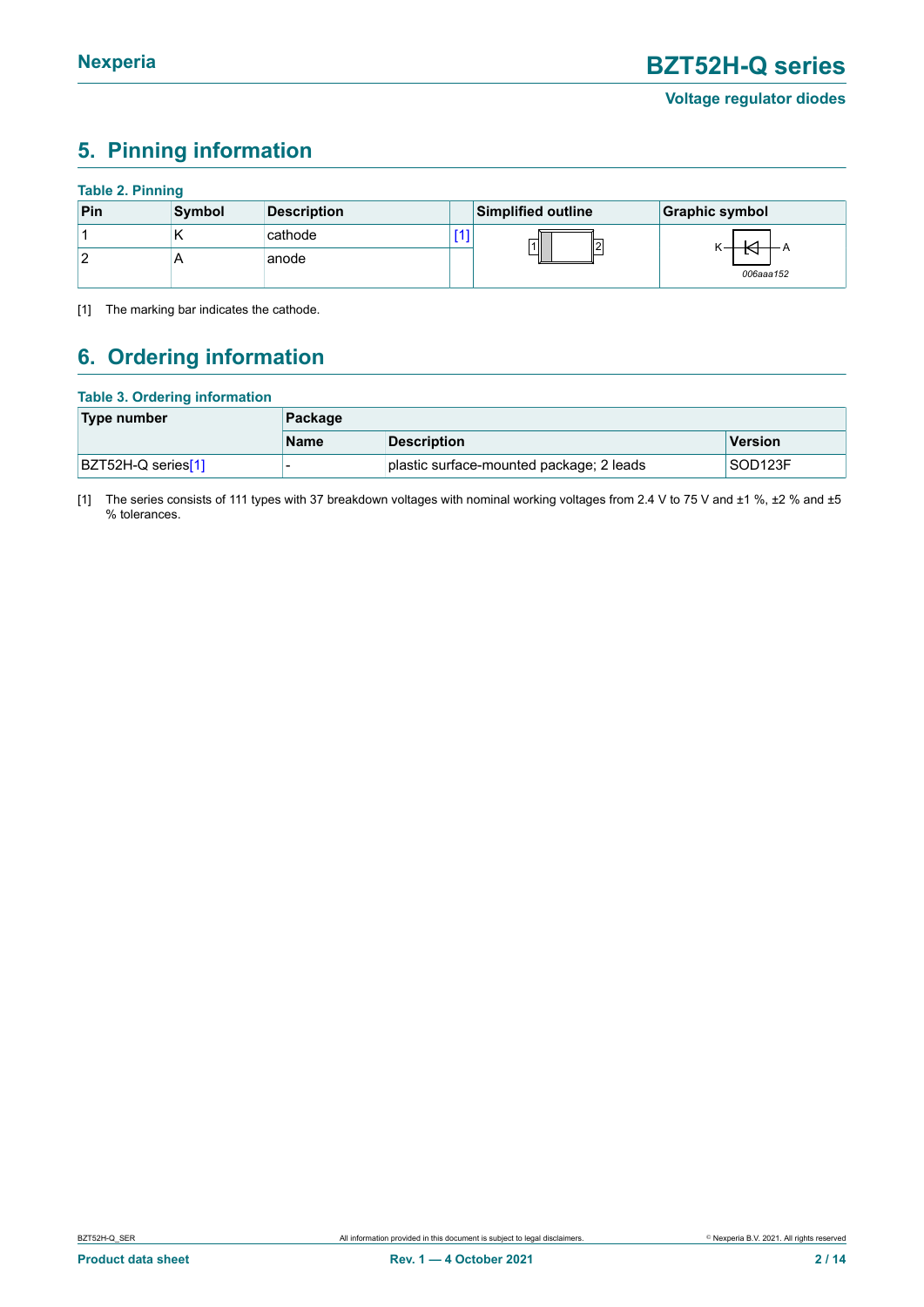## 5. Pinning information

**Table 2. Pinning**

| Pin | Symbol | Description | | Simplified outline | Graphic symbol |
|---|---|---|---|---|---|
| 1 | K | cathode | [1] | | 006aaa152 |
| 2 | A | anode | | | |

[1] The marking bar indicates the cathode.

## 6. Ordering information

**Table 3. Ordering information**

| Type number | Package | | |
|---|---|---|---|
| | Name | Description | Version |
| BZT52H-Q series[1] | - | plastic surface-mounted package; 2 leads | SOD123F |

[1] The series consists of 111 types with 37 breakdown voltages with nominal working voltages from 2.4 V to 75 V and ±1 %, ±2 % and ±5 % tolerances.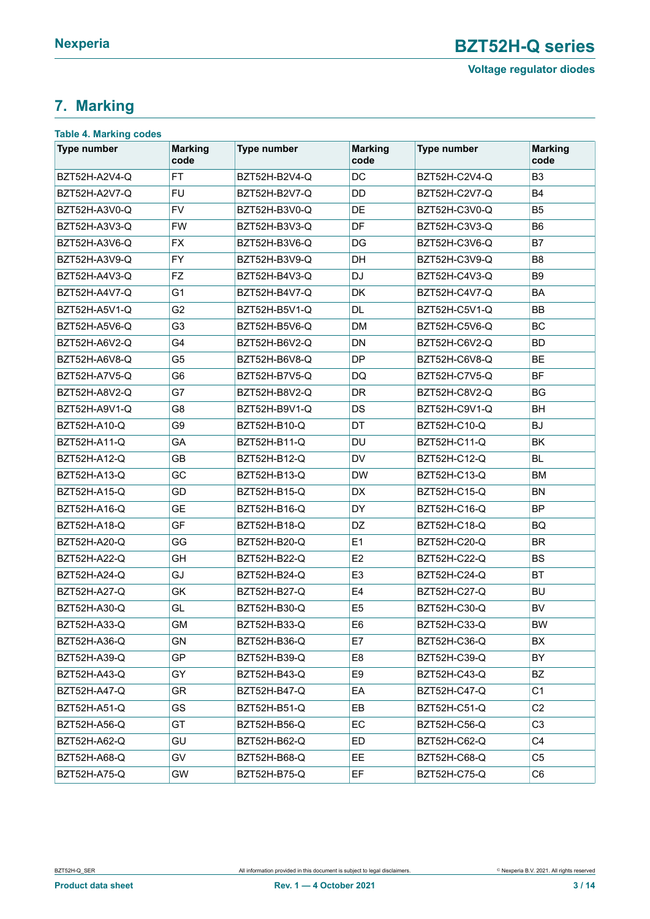## 7. Marking

**Table 4. Marking codes**

| Type number | Marking code | Type number | Marking code | Type number | Marking code |
|---|---|---|---|---|---|
| BZT52H-A2V4-Q | FT | BZT52H-B2V4-Q | DC | BZT52H-C2V4-Q | B3 |
| BZT52H-A2V7-Q | FU | BZT52H-B2V7-Q | DD | BZT52H-C2V7-Q | B4 |
| BZT52H-A3V0-Q | FV | BZT52H-B3V0-Q | DE | BZT52H-C3V0-Q | B5 |
| BZT52H-A3V3-Q | FW | BZT52H-B3V3-Q | DF | BZT52H-C3V3-Q | B6 |
| BZT52H-A3V6-Q | FX | BZT52H-B3V6-Q | DG | BZT52H-C3V6-Q | B7 |
| BZT52H-A3V9-Q | FY | BZT52H-B3V9-Q | DH | BZT52H-C3V9-Q | B8 |
| BZT52H-A4V3-Q | FZ | BZT52H-B4V3-Q | DJ | BZT52H-C4V3-Q | B9 |
| BZT52H-A4V7-Q | G1 | BZT52H-B4V7-Q | DK | BZT52H-C4V7-Q | BA |
| BZT52H-A5V1-Q | G2 | BZT52H-B5V1-Q | DL | BZT52H-C5V1-Q | BB |
| BZT52H-A5V6-Q | G3 | BZT52H-B5V6-Q | DM | BZT52H-C5V6-Q | BC |
| BZT52H-A6V2-Q | G4 | BZT52H-B6V2-Q | DN | BZT52H-C6V2-Q | BD |
| BZT52H-A6V8-Q | G5 | BZT52H-B6V8-Q | DP | BZT52H-C6V8-Q | BE |
| BZT52H-A7V5-Q | G6 | BZT52H-B7V5-Q | DQ | BZT52H-C7V5-Q | BF |
| BZT52H-A8V2-Q | G7 | BZT52H-B8V2-Q | DR | BZT52H-C8V2-Q | BG |
| BZT52H-A9V1-Q | G8 | BZT52H-B9V1-Q | DS | BZT52H-C9V1-Q | BH |
| BZT52H-A10-Q | G9 | BZT52H-B10-Q | DT | BZT52H-C10-Q | BJ |
| BZT52H-A11-Q | GA | BZT52H-B11-Q | DU | BZT52H-C11-Q | BK |
| BZT52H-A12-Q | GB | BZT52H-B12-Q | DV | BZT52H-C12-Q | BL |
| BZT52H-A13-Q | GC | BZT52H-B13-Q | DW | BZT52H-C13-Q | BM |
| BZT52H-A15-Q | GD | BZT52H-B15-Q | DX | BZT52H-C15-Q | BN |
| BZT52H-A16-Q | GE | BZT52H-B16-Q | DY | BZT52H-C16-Q | BP |
| BZT52H-A18-Q | GF | BZT52H-B18-Q | DZ | BZT52H-C18-Q | BQ |
| BZT52H-A20-Q | GG | BZT52H-B20-Q | E1 | BZT52H-C20-Q | BR |
| BZT52H-A22-Q | GH | BZT52H-B22-Q | E2 | BZT52H-C22-Q | BS |
| BZT52H-A24-Q | GJ | BZT52H-B24-Q | E3 | BZT52H-C24-Q | BT |
| BZT52H-A27-Q | GK | BZT52H-B27-Q | E4 | BZT52H-C27-Q | BU |
| BZT52H-A30-Q | GL | BZT52H-B30-Q | E5 | BZT52H-C30-Q | BV |
| BZT52H-A33-Q | GM | BZT52H-B33-Q | E6 | BZT52H-C33-Q | BW |
| BZT52H-A36-Q | GN | BZT52H-B36-Q | E7 | BZT52H-C36-Q | BX |
| BZT52H-A39-Q | GP | BZT52H-B39-Q | E8 | BZT52H-C39-Q | BY |
| BZT52H-A43-Q | GY | BZT52H-B43-Q | E9 | BZT52H-C43-Q | BZ |
| BZT52H-A47-Q | GR | BZT52H-B47-Q | EA | BZT52H-C47-Q | C1 |
| BZT52H-A51-Q | GS | BZT52H-B51-Q | EB | BZT52H-C51-Q | C2 |
| BZT52H-A56-Q | GT | BZT52H-B56-Q | EC | BZT52H-C56-Q | C3 |
| BZT52H-A62-Q | GU | BZT52H-B62-Q | ED | BZT52H-C62-Q | C4 |
| BZT52H-A68-Q | GV | BZT52H-B68-Q | EE | BZT52H-C68-Q | C5 |
| BZT52H-A75-Q | GW | BZT52H-B75-Q | EF | BZT52H-C75-Q | C6 |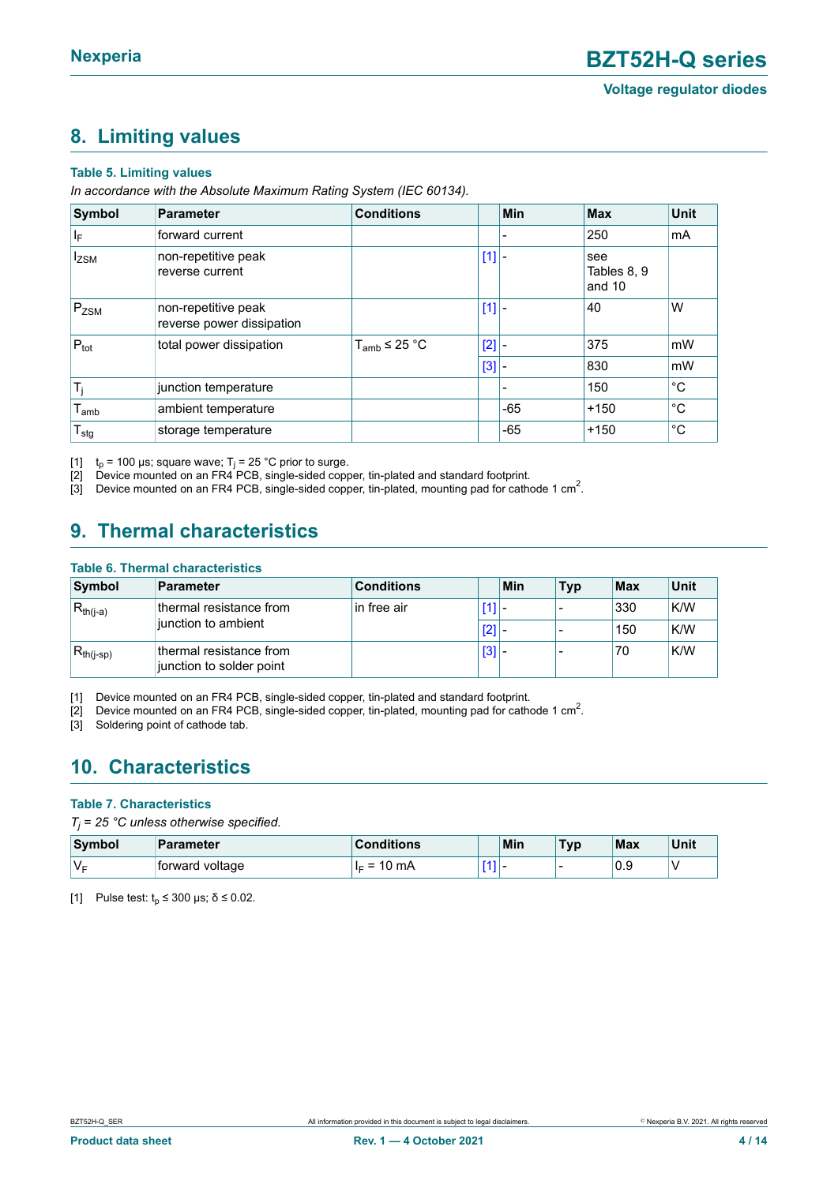## 8. Limiting values

**Table 5. Limiting values**

*In accordance with the Absolute Maximum Rating System (IEC 60134).*

| Symbol | Parameter | Conditions | | Min | Max | Unit |
|---|---|---|---|---|---|---|
| $I_F$ | forward current | | | - | 250 | mA |
| $I_{ZSM}$ | non-repetitive peak reverse current | | [1] | - | see Tables 8, 9 and 10 | |
| $P_{ZSM}$ | non-repetitive peak reverse power dissipation | | [1] | - | 40 | W |
| $P_{tot}$ | total power dissipation | $T_{amb} \leq 25$ °C | [2] | - | 375 | mW |
| | | | [3] | - | 830 | mW |
| $T_j$ | junction temperature | | | - | 150 | °C |
| $T_{amb}$ | ambient temperature | | | -65 | +150 | °C |
| $T_{stg}$ | storage temperature | | | -65 | +150 | °C |

[1] $t_p$ = 100 µs; square wave; $T_j$ = 25 °C prior to surge.
[2] Device mounted on an FR4 PCB, single-sided copper, tin-plated and standard footprint.
[3] Device mounted on an FR4 PCB, single-sided copper, tin-plated, mounting pad for cathode 1 $cm^2$.

## 9. Thermal characteristics

**Table 6. Thermal characteristics**

| Symbol | Parameter | Conditions | | Min | Typ | Max | Unit |
|---|---|---|---|---|---|---|---|
| $R_{th(j-a)}$ | thermal resistance from junction to ambient | in free air | [1] | - | - | 330 | K/W |
| | | | [2] | - | - | 150 | K/W |
| $R_{th(j-sp)}$ | thermal resistance from junction to solder point | | [3] | - | - | 70 | K/W |

[1] Device mounted on an FR4 PCB, single-sided copper, tin-plated and standard footprint.
[2] Device mounted on an FR4 PCB, single-sided copper, tin-plated, mounting pad for cathode 1 $cm^2$.
[3] Soldering point of cathode tab.

## 10. Characteristics

**Table 7. Characteristics**

*$T_j$ = 25 °C unless otherwise specified.*

| Symbol | Parameter | Conditions | | Min | Typ | Max | Unit |
|---|---|---|---|---|---|---|---|
| $V_F$ | forward voltage | $I_F$ = 10 mA | [1] | - | - | 0.9 | V |

[1] Pulse test: $t_p \leq 300$ µs; $\delta \leq 0.02$.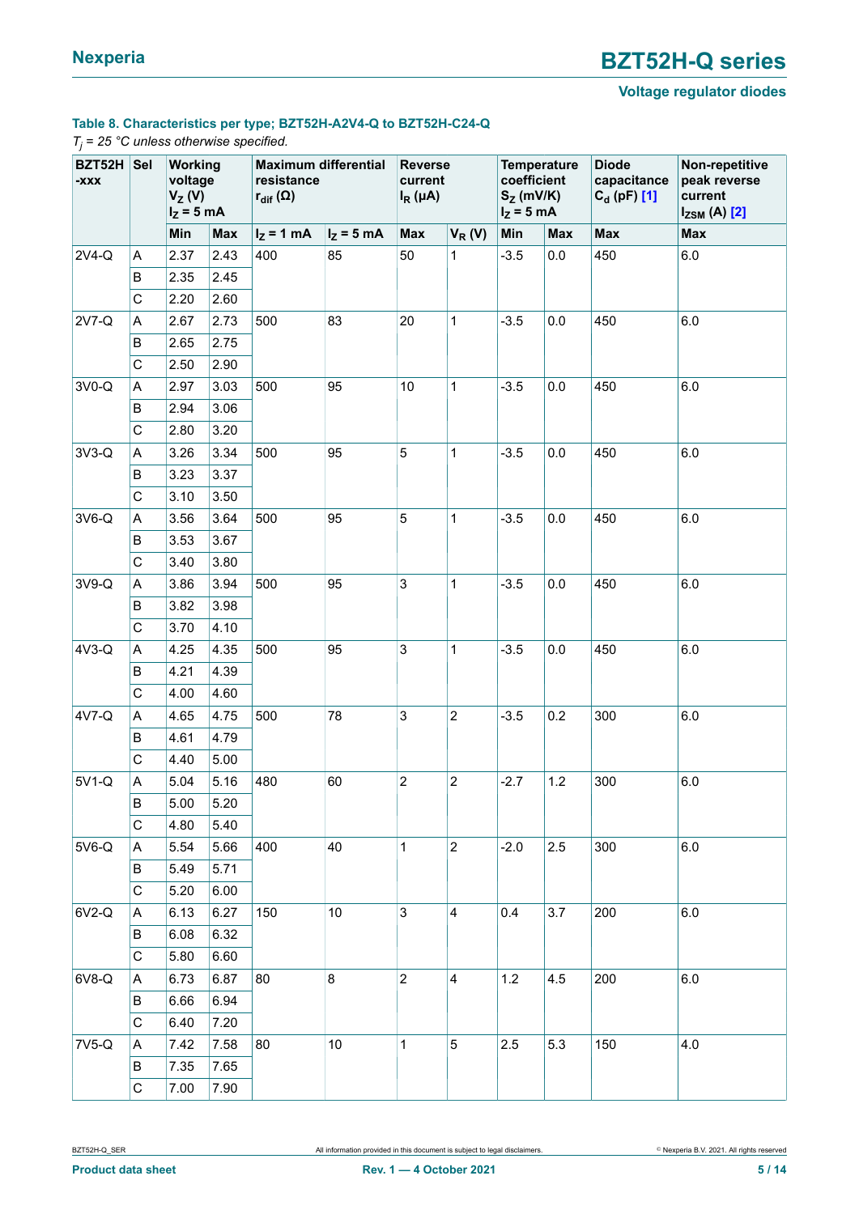**Table 8. Characteristics per type; BZT52H-A2V4-Q to BZT52H-C24-Q**

*$T_j$ = 25 °C unless otherwise specified.*

| BZT52H -xxx | Sel | Working voltage $V_Z$ (V) $I_Z$ = 5 mA | | Maximum differential resistance $r_{dif}$ (Ω) | | Reverse current $I_R$ (μA) | | Temperature coefficient $S_Z$ (mV/K) $I_Z$ = 5 mA | | Diode capacitance $C_d$ (pF) [1] | Non-repetitive peak reverse current $I_{ZSM}$ (A) [2] |
|---|---|---|---|---|---|---|---|---|---|---|---|
| | | Min | Max | $I_Z$ = 1 mA | $I_Z$ = 5 mA | Max | $V_R$ (V) | Min | Max | Max | Max |
| 2V4-Q | A | 2.37 | 2.43 | 400 | 85 | 50 | 1 | -3.5 | 0.0 | 450 | 6.0 |
| | B | 2.35 | 2.45 | | | | | | | | |
| | C | 2.20 | 2.60 | | | | | | | | |
| 2V7-Q | A | 2.67 | 2.73 | 500 | 83 | 20 | 1 | -3.5 | 0.0 | 450 | 6.0 |
| | B | 2.65 | 2.75 | | | | | | | | |
| | C | 2.50 | 2.90 | | | | | | | | |
| 3V0-Q | A | 2.97 | 3.03 | 500 | 95 | 10 | 1 | -3.5 | 0.0 | 450 | 6.0 |
| | B | 2.94 | 3.06 | | | | | | | | |
| | C | 2.80 | 3.20 | | | | | | | | |
| 3V3-Q | A | 3.26 | 3.34 | 500 | 95 | 5 | 1 | -3.5 | 0.0 | 450 | 6.0 |
| | B | 3.23 | 3.37 | | | | | | | | |
| | C | 3.10 | 3.50 | | | | | | | | |
| 3V6-Q | A | 3.56 | 3.64 | 500 | 95 | 5 | 1 | -3.5 | 0.0 | 450 | 6.0 |
| | B | 3.53 | 3.67 | | | | | | | | |
| | C | 3.40 | 3.80 | | | | | | | | |
| 3V9-Q | A | 3.86 | 3.94 | 500 | 95 | 3 | 1 | -3.5 | 0.0 | 450 | 6.0 |
| | B | 3.82 | 3.98 | | | | | | | | |
| | C | 3.70 | 4.10 | | | | | | | | |
| 4V3-Q | A | 4.25 | 4.35 | 500 | 95 | 3 | 1 | -3.5 | 0.0 | 450 | 6.0 |
| | B | 4.21 | 4.39 | | | | | | | | |
| | C | 4.00 | 4.60 | | | | | | | | |
| 4V7-Q | A | 4.65 | 4.75 | 500 | 78 | 3 | 2 | -3.5 | 0.2 | 300 | 6.0 |
| | B | 4.61 | 4.79 | | | | | | | | |
| | C | 4.40 | 5.00 | | | | | | | | |
| 5V1-Q | A | 5.04 | 5.16 | 480 | 60 | 2 | 2 | -2.7 | 1.2 | 300 | 6.0 |
| | B | 5.00 | 5.20 | | | | | | | | |
| | C | 4.80 | 5.40 | | | | | | | | |
| 5V6-Q | A | 5.54 | 5.66 | 400 | 40 | 1 | 2 | -2.0 | 2.5 | 300 | 6.0 |
| | B | 5.49 | 5.71 | | | | | | | | |
| | C | 5.20 | 6.00 | | | | | | | | |
| 6V2-Q | A | 6.13 | 6.27 | 150 | 10 | 3 | 4 | 0.4 | 3.7 | 200 | 6.0 |
| | B | 6.08 | 6.32 | | | | | | | | |
| | C | 5.80 | 6.60 | | | | | | | | |
| 6V8-Q | A | 6.73 | 6.87 | 80 | 8 | 2 | 4 | 1.2 | 4.5 | 200 | 6.0 |
| | B | 6.66 | 6.94 | | | | | | | | |
| | C | 6.40 | 7.20 | | | | | | | | |
| 7V5-Q | A | 7.42 | 7.58 | 80 | 10 | 1 | 5 | 2.5 | 5.3 | 150 | 4.0 |
| | B | 7.35 | 7.65 | | | | | | | | |
| | C | 7.00 | 7.90 | | | | | | | | |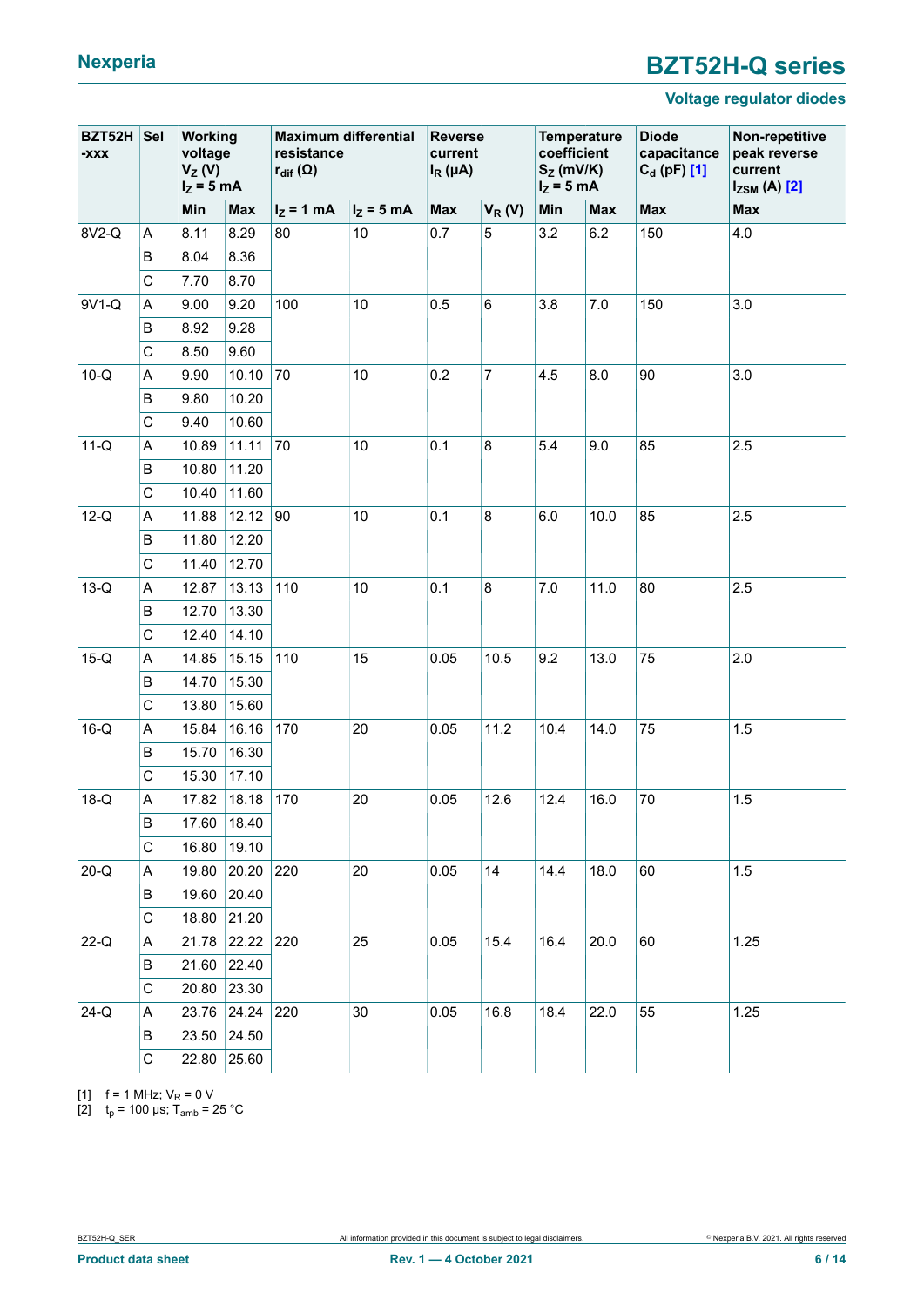| BZT52H -xxx | Sel | Working voltage $V_Z$ (V) $I_Z$ = 5 mA | | Maximum differential resistance $r_{dif}$ (Ω) | | Reverse current $I_R$ (μA) | | Temperature coefficient $S_Z$ (mV/K) $I_Z$ = 5 mA | | Diode capacitance $C_d$ (pF) [1] | Non-repetitive peak reverse current $I_{ZSM}$ (A) [2] |
|---|---|---|---|---|---|---|---|---|---|---|---|
| | | Min | Max | $I_Z$ = 1 mA | $I_Z$ = 5 mA | Max | $V_R$ (V) | Min | Max | Max | Max |
| 8V2-Q | A | 8.11 | 8.29 | 80 | 10 | 0.7 | 5 | 3.2 | 6.2 | 150 | 4.0 |
| | B | 8.04 | 8.36 | | | | | | | | |
| | C | 7.70 | 8.70 | | | | | | | | |
| 9V1-Q | A | 9.00 | 9.20 | 100 | 10 | 0.5 | 6 | 3.8 | 7.0 | 150 | 3.0 |
| | B | 8.92 | 9.28 | | | | | | | | |
| | C | 8.50 | 9.60 | | | | | | | | |
| 10-Q | A | 9.90 | 10.10 | 70 | 10 | 0.2 | 7 | 4.5 | 8.0 | 90 | 3.0 |
| | B | 9.80 | 10.20 | | | | | | | | |
| | C | 9.40 | 10.60 | | | | | | | | |
| 11-Q | A | 10.89 | 11.11 | 70 | 10 | 0.1 | 8 | 5.4 | 9.0 | 85 | 2.5 |
| | B | 10.80 | 11.20 | | | | | | | | |
| | C | 10.40 | 11.60 | | | | | | | | |
| 12-Q | A | 11.88 | 12.12 | 90 | 10 | 0.1 | 8 | 6.0 | 10.0 | 85 | 2.5 |
| | B | 11.80 | 12.20 | | | | | | | | |
| | C | 11.40 | 12.70 | | | | | | | | |
| 13-Q | A | 12.87 | 13.13 | 110 | 10 | 0.1 | 8 | 7.0 | 11.0 | 80 | 2.5 |
| | B | 12.70 | 13.30 | | | | | | | | |
| | C | 12.40 | 14.10 | | | | | | | | |
| 15-Q | A | 14.85 | 15.15 | 110 | 15 | 0.05 | 10.5 | 9.2 | 13.0 | 75 | 2.0 |
| | B | 14.70 | 15.30 | | | | | | | | |
| | C | 13.80 | 15.60 | | | | | | | | |
| 16-Q | A | 15.84 | 16.16 | 170 | 20 | 0.05 | 11.2 | 10.4 | 14.0 | 75 | 1.5 |
| | B | 15.70 | 16.30 | | | | | | | | |
| | C | 15.30 | 17.10 | | | | | | | | |
| 18-Q | A | 17.82 | 18.18 | 170 | 20 | 0.05 | 12.6 | 12.4 | 16.0 | 70 | 1.5 |
| | B | 17.60 | 18.40 | | | | | | | | |
| | C | 16.80 | 19.10 | | | | | | | | |
| 20-Q | A | 19.80 | 20.20 | 220 | 20 | 0.05 | 14 | 14.4 | 18.0 | 60 | 1.5 |
| | B | 19.60 | 20.40 | | | | | | | | |
| | C | 18.80 | 21.20 | | | | | | | | |
| 22-Q | A | 21.78 | 22.22 | 220 | 25 | 0.05 | 15.4 | 16.4 | 20.0 | 60 | 1.25 |
| | B | 21.60 | 22.40 | | | | | | | | |
| | C | 20.80 | 23.30 | | | | | | | | |
| 24-Q | A | 23.76 | 24.24 | 220 | 30 | 0.05 | 16.8 | 18.4 | 22.0 | 55 | 1.25 |
| | B | 23.50 | 24.50 | | | | | | | | |
| | C | 22.80 | 25.60 | | | | | | | | |

[1] f = 1 MHz; $V_R$ = 0 V

[2] $t_p$ = 100 μs; $T_{amb}$ = 25 °C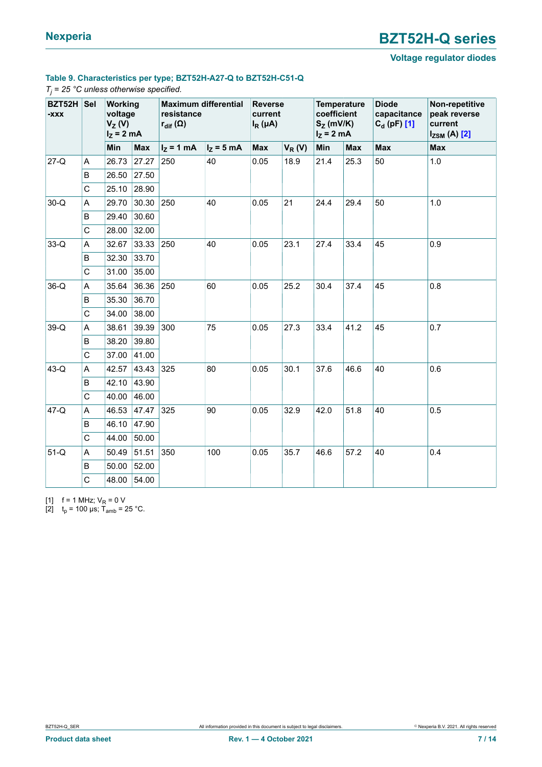### Table 9. Characteristics per type; BZT52H-A27-Q to BZT52H-C51-Q

*$T_j$ = 25 °C unless otherwise specified.*

| BZT52H -xxx | Sel | Working voltage $V_Z$ (V) $I_Z$ = 2 mA | | Maximum differential resistance $r_{dif}$ (Ω) | | Reverse current $I_R$ (µA) | | Temperature coefficient $S_Z$ (mV/K) $I_Z$ = 2 mA | | Diode capacitance $C_d$ (pF) [1] | Non-repetitive peak reverse current $I_{ZSM}$ (A) [2] |
|---|---|---|---|---|---|---|---|---|---|---|---|
| | | Min | Max | $I_Z$ = 1 mA | $I_Z$ = 5 mA | Max | $V_R$ (V) | Min | Max | Max | Max |
| 27-Q | A | 26.73 | 27.27 | 250 | 40 | 0.05 | 18.9 | 21.4 | 25.3 | 50 | 1.0 |
| | B | 26.50 | 27.50 | | | | | | | | |
| | C | 25.10 | 28.90 | | | | | | | | |
| 30-Q | A | 29.70 | 30.30 | 250 | 40 | 0.05 | 21 | 24.4 | 29.4 | 50 | 1.0 |
| | B | 29.40 | 30.60 | | | | | | | | |
| | C | 28.00 | 32.00 | | | | | | | | |
| 33-Q | A | 32.67 | 33.33 | 250 | 40 | 0.05 | 23.1 | 27.4 | 33.4 | 45 | 0.9 |
| | B | 32.30 | 33.70 | | | | | | | | |
| | C | 31.00 | 35.00 | | | | | | | | |
| 36-Q | A | 35.64 | 36.36 | 250 | 60 | 0.05 | 25.2 | 30.4 | 37.4 | 45 | 0.8 |
| | B | 35.30 | 36.70 | | | | | | | | |
| | C | 34.00 | 38.00 | | | | | | | | |
| 39-Q | A | 38.61 | 39.39 | 300 | 75 | 0.05 | 27.3 | 33.4 | 41.2 | 45 | 0.7 |
| | B | 38.20 | 39.80 | | | | | | | | |
| | C | 37.00 | 41.00 | | | | | | | | |
| 43-Q | A | 42.57 | 43.43 | 325 | 80 | 0.05 | 30.1 | 37.6 | 46.6 | 40 | 0.6 |
| | B | 42.10 | 43.90 | | | | | | | | |
| | C | 40.00 | 46.00 | | | | | | | | |
| 47-Q | A | 46.53 | 47.47 | 325 | 90 | 0.05 | 32.9 | 42.0 | 51.8 | 40 | 0.5 |
| | B | 46.10 | 47.90 | | | | | | | | |
| | C | 44.00 | 50.00 | | | | | | | | |
| 51-Q | A | 50.49 | 51.51 | 350 | 100 | 0.05 | 35.7 | 46.6 | 57.2 | 40 | 0.4 |
| | B | 50.00 | 52.00 | | | | | | | | |
| | C | 48.00 | 54.00 | | | | | | | | |

[1] f = 1 MHz; $V_R$ = 0 V

[2] $t_p$ = 100 µs; $T_{amb}$ = 25 °C.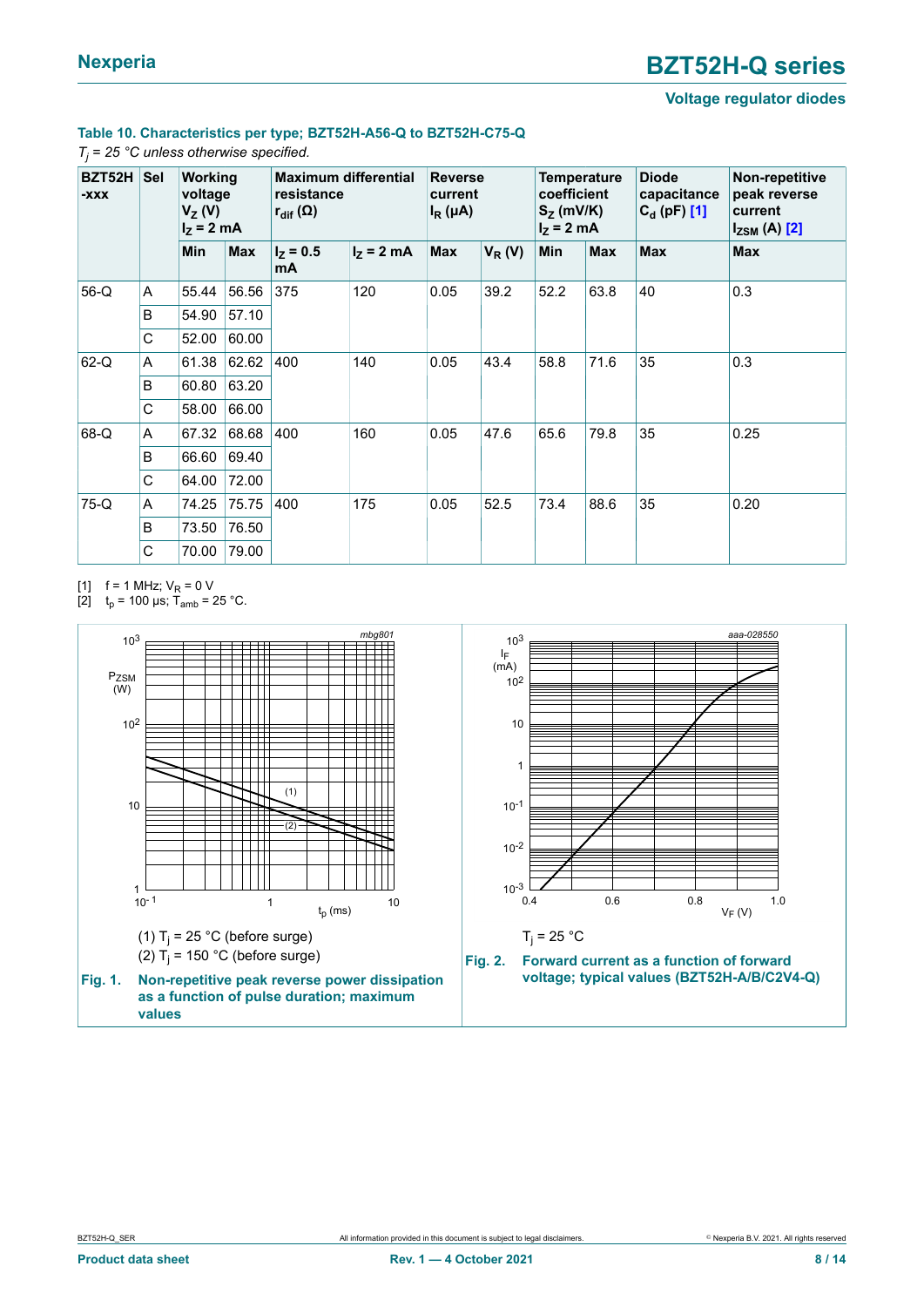### Table 10. Characteristics per type; BZT52H-A56-Q to BZT52H-C75-Q

*$T_j$ = 25 °C unless otherwise specified.*

| BZT52H -xxx | Sel | Working voltage $V_Z$ (V) $I_Z$ = 2 mA | | Maximum differential resistance $r_{dif}$ (Ω) | | Reverse current $I_R$ (μA) | | Temperature coefficient $S_Z$ (mV/K) $I_Z$ = 2 mA | | Diode capacitance $C_d$ (pF) [1] | Non-repetitive peak reverse current $I_{ZSM}$ (A) [2] |
|---|---|---|---|---|---|---|---|---|---|---|---|
| | | Min | Max | $I_Z$ = 0.5 mA | $I_Z$ = 2 mA | Max | $V_R$ (V) | Min | Max | Max | Max |
| 56-Q | A | 55.44 | 56.56 | 375 | 120 | 0.05 | 39.2 | 52.2 | 63.8 | 40 | 0.3 |
| | B | 54.90 | 57.10 | | | | | | | | |
| | C | 52.00 | 60.00 | | | | | | | | |
| 62-Q | A | 61.38 | 62.62 | 400 | 140 | 0.05 | 43.4 | 58.8 | 71.6 | 35 | 0.3 |
| | B | 60.80 | 63.20 | | | | | | | | |
| | C | 58.00 | 66.00 | | | | | | | | |
| 68-Q | A | 67.32 | 68.68 | 400 | 160 | 0.05 | 47.6 | 65.6 | 79.8 | 35 | 0.25 |
| | B | 66.60 | 69.40 | | | | | | | | |
| | C | 64.00 | 72.00 | | | | | | | | |
| 75-Q | A | 74.25 | 75.75 | 400 | 175 | 0.05 | 52.5 | 73.4 | 88.6 | 35 | 0.20 |
| | B | 73.50 | 76.50 | | | | | | | | |
| | C | 70.00 | 79.00 | | | | | | | | |

[1] f = 1 MHz; $V_R$ = 0 V

[2] $t_p$ = 100 μs; $T_{amb}$ = 25 °C.

(1) $T_j$ = 25 °C (before surge)

(2) $T_j$ = 150 °C (before surge)

**Fig. 1. Non-repetitive peak reverse power dissipation as a function of pulse duration; maximum values**

$T_j$ = 25 °C

**Fig. 2. Forward current as a function of forward voltage; typical values (BZT52H-A/B/C2V4-Q)**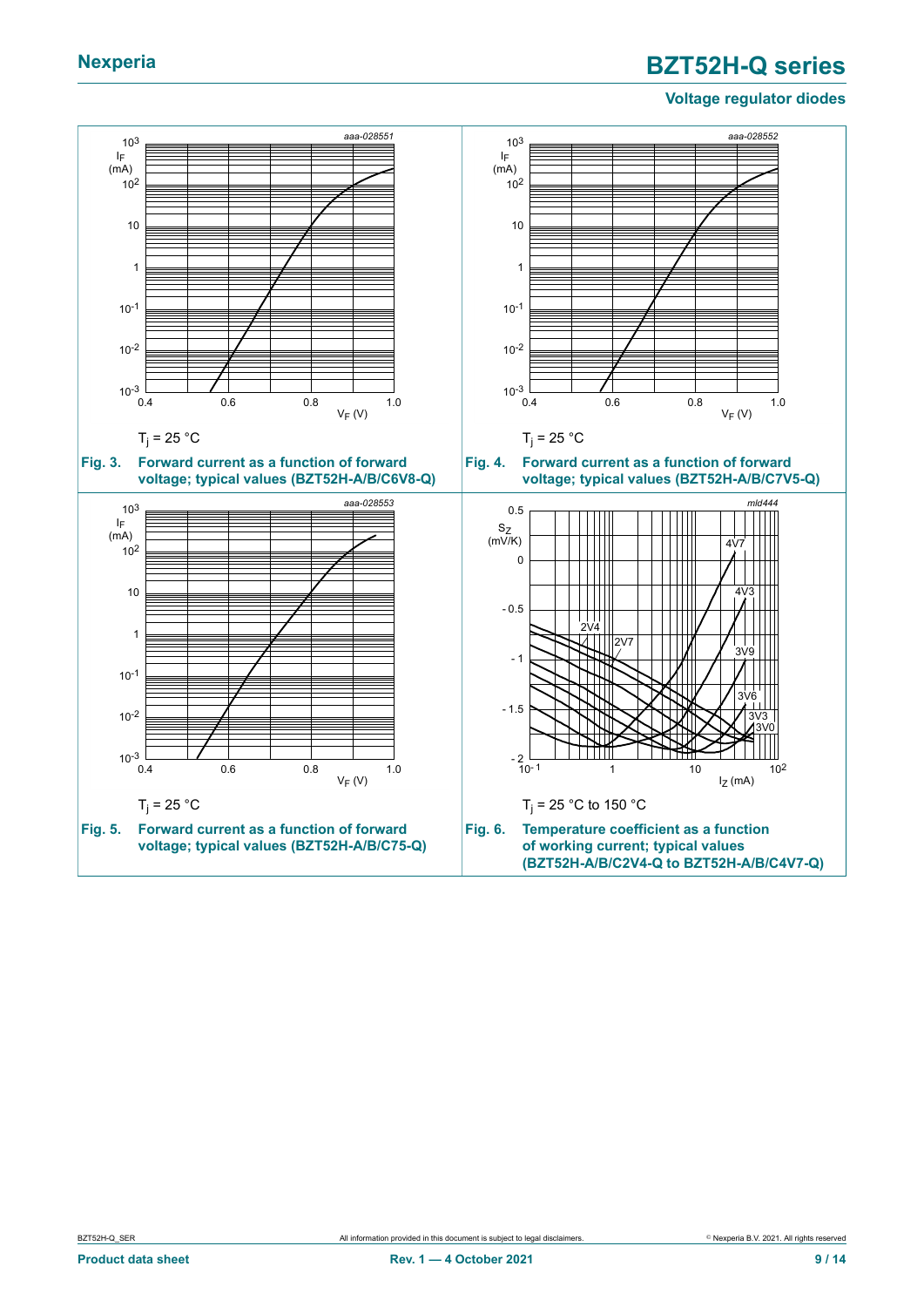$T_j$ = 25 °C

**Fig. 3. Forward current as a function of forward voltage; typical values (BZT52H-A/B/C6V8-Q)**

$T_j$ = 25 °C

**Fig. 4. Forward current as a function of forward voltage; typical values (BZT52H-A/B/C7V5-Q)**

$T_j$ = 25 °C

**Fig. 5. Forward current as a function of forward voltage; typical values (BZT52H-A/B/C75-Q)**

$T_j$ = 25 °C to 150 °C

**Fig. 6. Temperature coefficient as a function of working current; typical values (BZT52H-A/B/C2V4-Q to BZT52H-A/B/C4V7-Q)**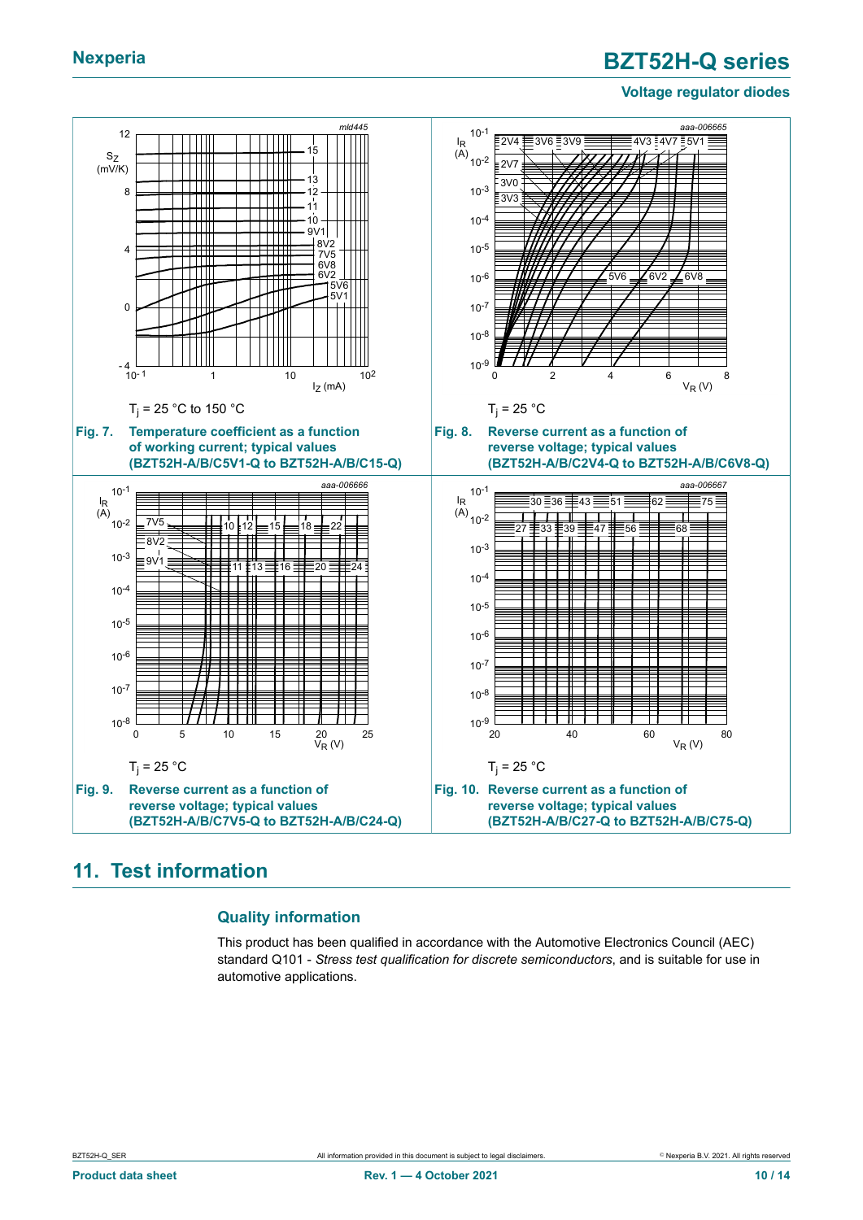$T_j$ = 25 °C to 150 °C

**Fig. 7. Temperature coefficient as a function of working current; typical values (BZT52H-A/B/C5V1-Q to BZT52H-A/B/C15-Q)**

$T_j$ = 25 °C

**Fig. 8. Reverse current as a function of reverse voltage; typical values (BZT52H-A/B/C2V4-Q to BZT52H-A/B/C6V8-Q)**

$T_j$ = 25 °C

**Fig. 9. Reverse current as a function of reverse voltage; typical values (BZT52H-A/B/C7V5-Q to BZT52H-A/B/C24-Q)**

$T_j$ = 25 °C

**Fig. 10. Reverse current as a function of reverse voltage; typical values (BZT52H-A/B/C27-Q to BZT52H-A/B/C75-Q)**

## 11. Test information

### Quality information

This product has been qualified in accordance with the Automotive Electronics Council (AEC) standard Q101 - *Stress test qualification for discrete semiconductors*, and is suitable for use in automotive applications.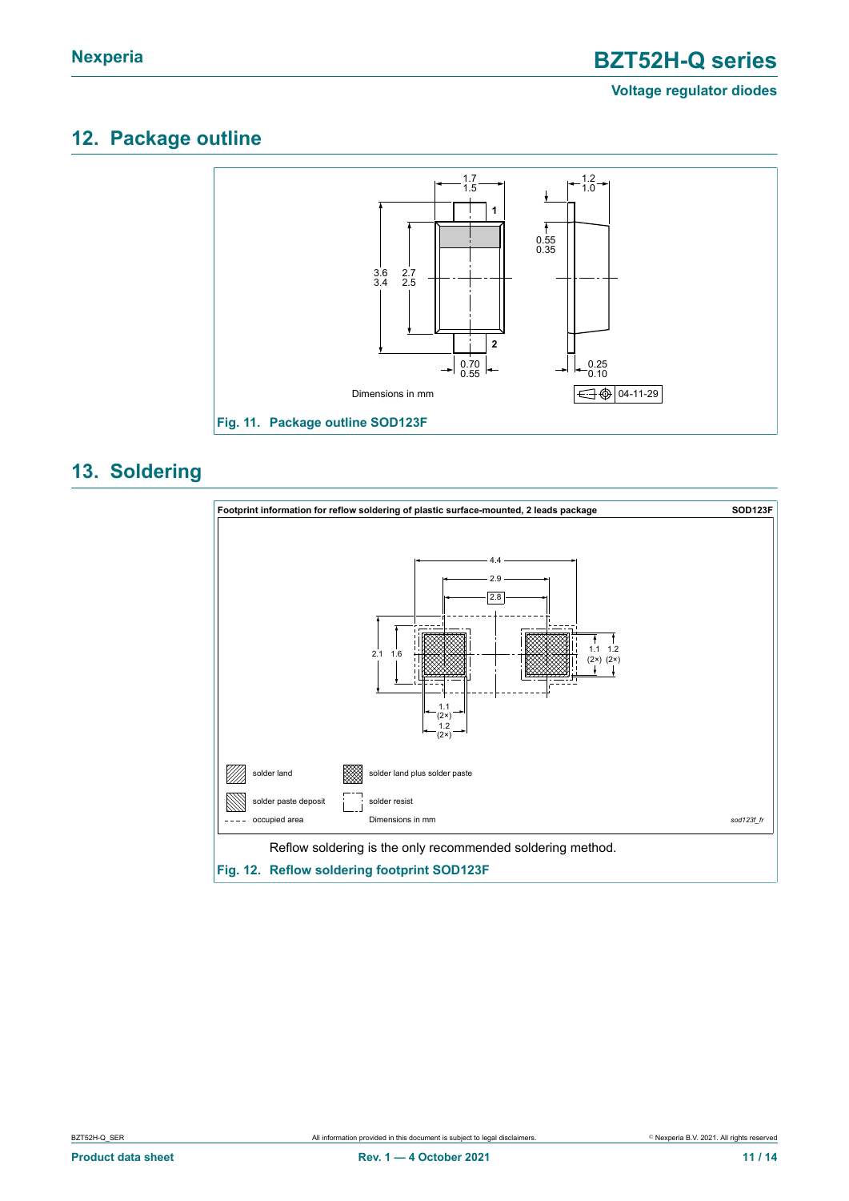## 12. Package outline

Dimensions in mm

04-11-29

**Fig. 11. Package outline SOD123F**

## 13. Soldering

**Footprint information for reflow soldering of plastic surface-mounted, 2 leads package** **SOD123F**

solder land

solder land plus solder paste

solder paste deposit

solder resist

occupied area

Dimensions in mm

*sod123f_fr*

Reflow soldering is the only recommended soldering method.

**Fig. 12. Reflow soldering footprint SOD123F**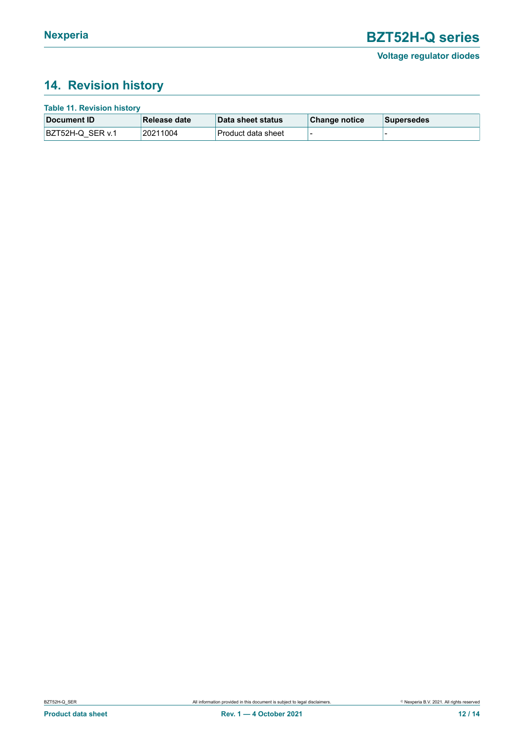## 14. Revision history

**Table 11. Revision history**

| Document ID | Release date | Data sheet status | Change notice | Supersedes |
|---|---|---|---|---|
| BZT52H-Q_SER v.1 | 20211004 | Product data sheet | - | - |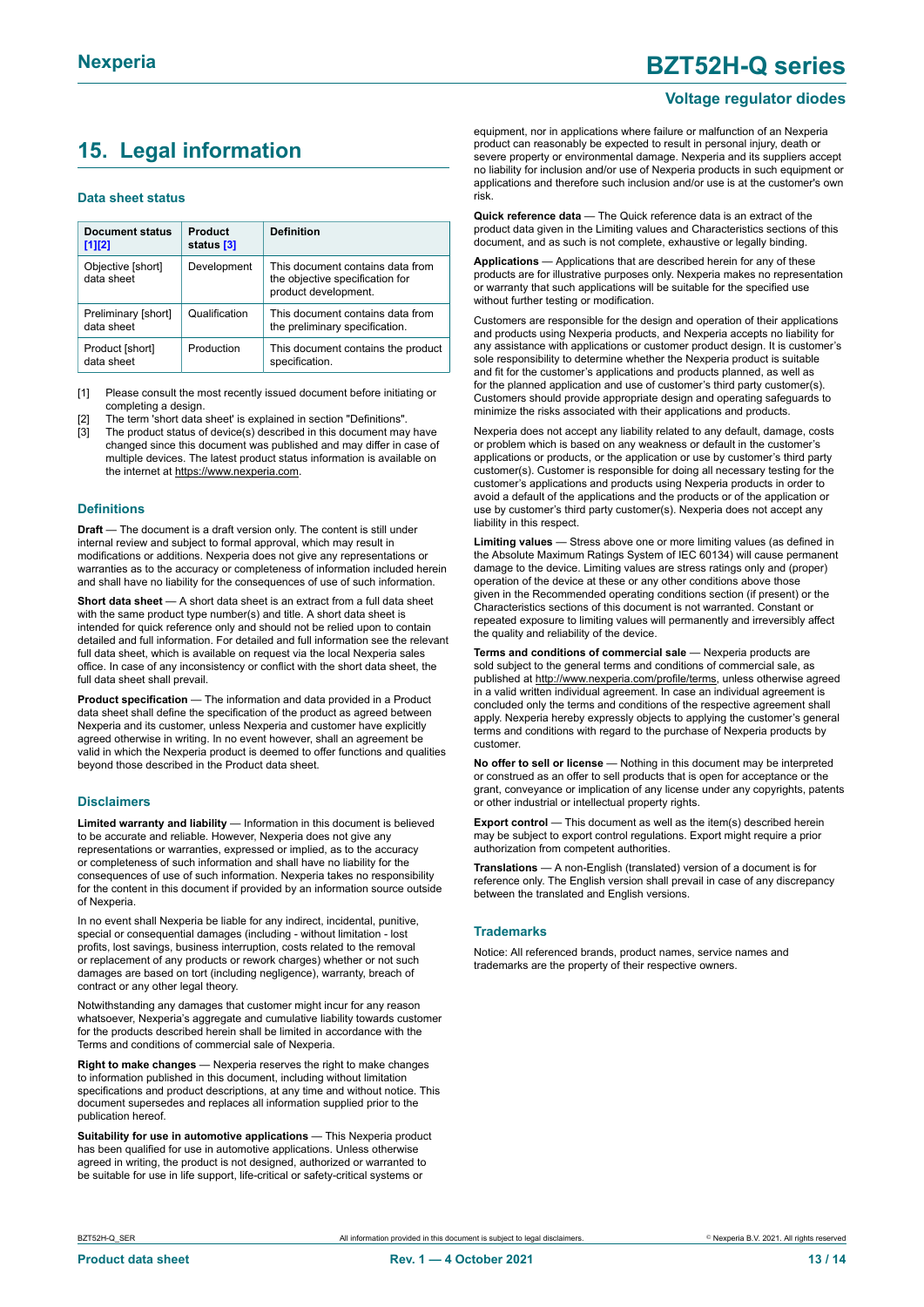# 15. Legal information

### Data sheet status

| Document status [1][2] | Product status [3] | Definition |
|---|---|---|
| Objective [short] data sheet | Development | This document contains data from the objective specification for product development. |
| Preliminary [short] data sheet | Qualification | This document contains data from the preliminary specification. |
| Product [short] data sheet | Production | This document contains the product specification. |

[1] Please consult the most recently issued document before initiating or completing a design.
[2] The term 'short data sheet' is explained in section "Definitions".
[3] The product status of device(s) described in this document may have changed since this document was published and may differ in case of multiple devices. The latest product status information is available on the internet at https://www.nexperia.com.

### Definitions

**Draft** — The document is a draft version only. The content is still under internal review and subject to formal approval, which may result in modifications or additions. Nexperia does not give any representations or warranties as to the accuracy or completeness of information included herein and shall have no liability for the consequences of use of such information.

**Short data sheet** — A short data sheet is an extract from a full data sheet with the same product type number(s) and title. A short data sheet is intended for quick reference only and should not be relied upon to contain detailed and full information. For detailed and full information see the relevant full data sheet, which is available on request via the local Nexperia sales office. In case of any inconsistency or conflict with the short data sheet, the full data sheet shall prevail.

**Product specification** — The information and data provided in a Product data sheet shall define the specification of the product as agreed between Nexperia and its customer, unless Nexperia and customer have explicitly agreed otherwise in writing. In no event however, shall an agreement be valid in which the Nexperia product is deemed to offer functions and qualities beyond those described in the Product data sheet.

### Disclaimers

**Limited warranty and liability** — Information in this document is believed to be accurate and reliable. However, Nexperia does not give any representations or warranties, expressed or implied, as to the accuracy or completeness of such information and shall have no liability for the consequences of use of such information. Nexperia takes no responsibility for the content in this document if provided by an information source outside of Nexperia.

In no event shall Nexperia be liable for any indirect, incidental, punitive, special or consequential damages (including - without limitation - lost profits, lost savings, business interruption, costs related to the removal or replacement of any products or rework charges) whether or not such damages are based on tort (including negligence), warranty, breach of contract or any other legal theory.

Notwithstanding any damages that customer might incur for any reason whatsoever, Nexperia's aggregate and cumulative liability towards customer for the products described herein shall be limited in accordance with the Terms and conditions of commercial sale of Nexperia.

**Right to make changes** — Nexperia reserves the right to make changes to information published in this document, including without limitation specifications and product descriptions, at any time and without notice. This document supersedes and replaces all information supplied prior to the publication hereof.

**Suitability for use in automotive applications** — This Nexperia product has been qualified for use in automotive applications. Unless otherwise agreed in writing, the product is not designed, authorized or warranted to be suitable for use in life support, life-critical or safety-critical systems or equipment, nor in applications where failure or malfunction of an Nexperia product can reasonably be expected to result in personal injury, death or severe property or environmental damage. Nexperia and its suppliers accept no liability for inclusion and/or use of Nexperia products in such equipment or applications and therefore such inclusion and/or use is at the customer's own risk.

**Quick reference data** — The Quick reference data is an extract of the product data given in the Limiting values and Characteristics sections of this document, and as such is not complete, exhaustive or legally binding.

**Applications** — Applications that are described herein for any of these products are for illustrative purposes only. Nexperia makes no representation or warranty that such applications will be suitable for the specified use without further testing or modification.

Customers are responsible for the design and operation of their applications and products using Nexperia products, and Nexperia accepts no liability for any assistance with applications or customer product design. It is customer's sole responsibility to determine whether the Nexperia product is suitable and fit for the customer's applications and products planned, as well as for the planned application and use of customer's third party customer(s). Customers should provide appropriate design and operating safeguards to minimize the risks associated with their applications and products.

Nexperia does not accept any liability related to any default, damage, costs or problem which is based on any weakness or default in the customer's applications or products, or the application or use by customer's third party customer(s). Customer is responsible for doing all necessary testing for the customer's applications and products using Nexperia products in order to avoid a default of the applications and the products or of the application or use by customer's third party customer(s). Nexperia does not accept any liability in this respect.

**Limiting values** — Stress above one or more limiting values (as defined in the Absolute Maximum Ratings System of IEC 60134) will cause permanent damage to the device. Limiting values are stress ratings only and (proper) operation of the device at these or any other conditions above those given in the Recommended operating conditions section (if present) or the Characteristics sections of this document is not warranted. Constant or repeated exposure to limiting values will permanently and irreversibly affect the quality and reliability of the device.

**Terms and conditions of commercial sale** — Nexperia products are sold subject to the general terms and conditions of commercial sale, as published at http://www.nexperia.com/profile/terms, unless otherwise agreed in a valid written individual agreement. In case an individual agreement is concluded only the terms and conditions of the respective agreement shall apply. Nexperia hereby expressly objects to applying the customer's general terms and conditions with regard to the purchase of Nexperia products by customer.

**No offer to sell or license** — Nothing in this document may be interpreted or construed as an offer to sell products that is open for acceptance or the grant, conveyance or implication of any license under any copyrights, patents or other industrial or intellectual property rights.

**Export control** — This document as well as the item(s) described herein may be subject to export control regulations. Export might require a prior authorization from competent authorities.

**Translations** — A non-English (translated) version of a document is for reference only. The English version shall prevail in case of any discrepancy between the translated and English versions.

### Trademarks

Notice: All referenced brands, product names, service names and trademarks are the property of their respective owners.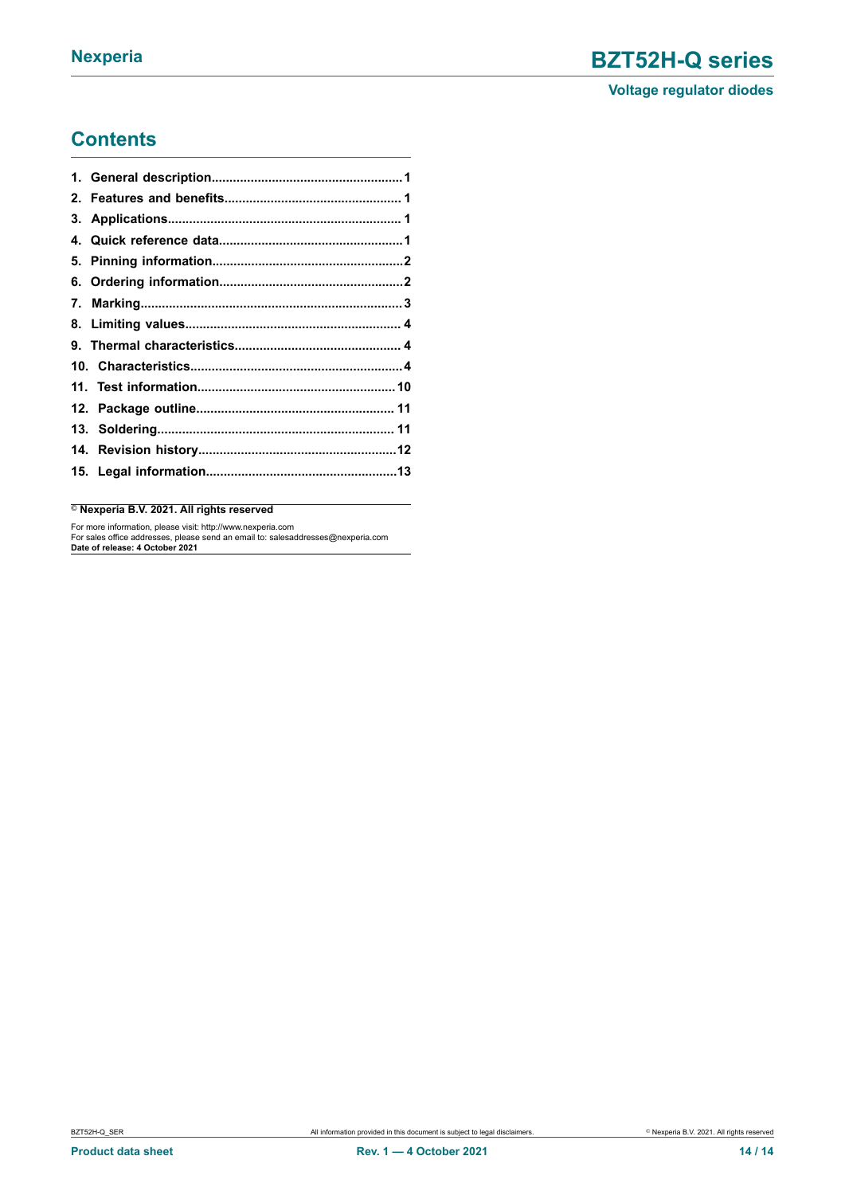## Contents

1. General description......................................................1
2. Features and benefits..................................................1
3. Applications..................................................................1
4. Quick reference data....................................................1
5. Pinning information......................................................2
6. Ordering information....................................................2
7. Marking.........................................................................3
8. Limiting values............................................................4
9. Thermal characteristics...............................................4
10. Characteristics...........................................................4
11. Test information.......................................................10
12. Package outline.......................................................11
13. Soldering..................................................................11
14. Revision history.......................................................12
15. Legal information.....................................................13

**© Nexperia B.V. 2021. All rights reserved**

For more information, please visit: http://www.nexperia.com
For sales office addresses, please send an email to: salesaddresses@nexperia.com
**Date of release: 4 October 2021**